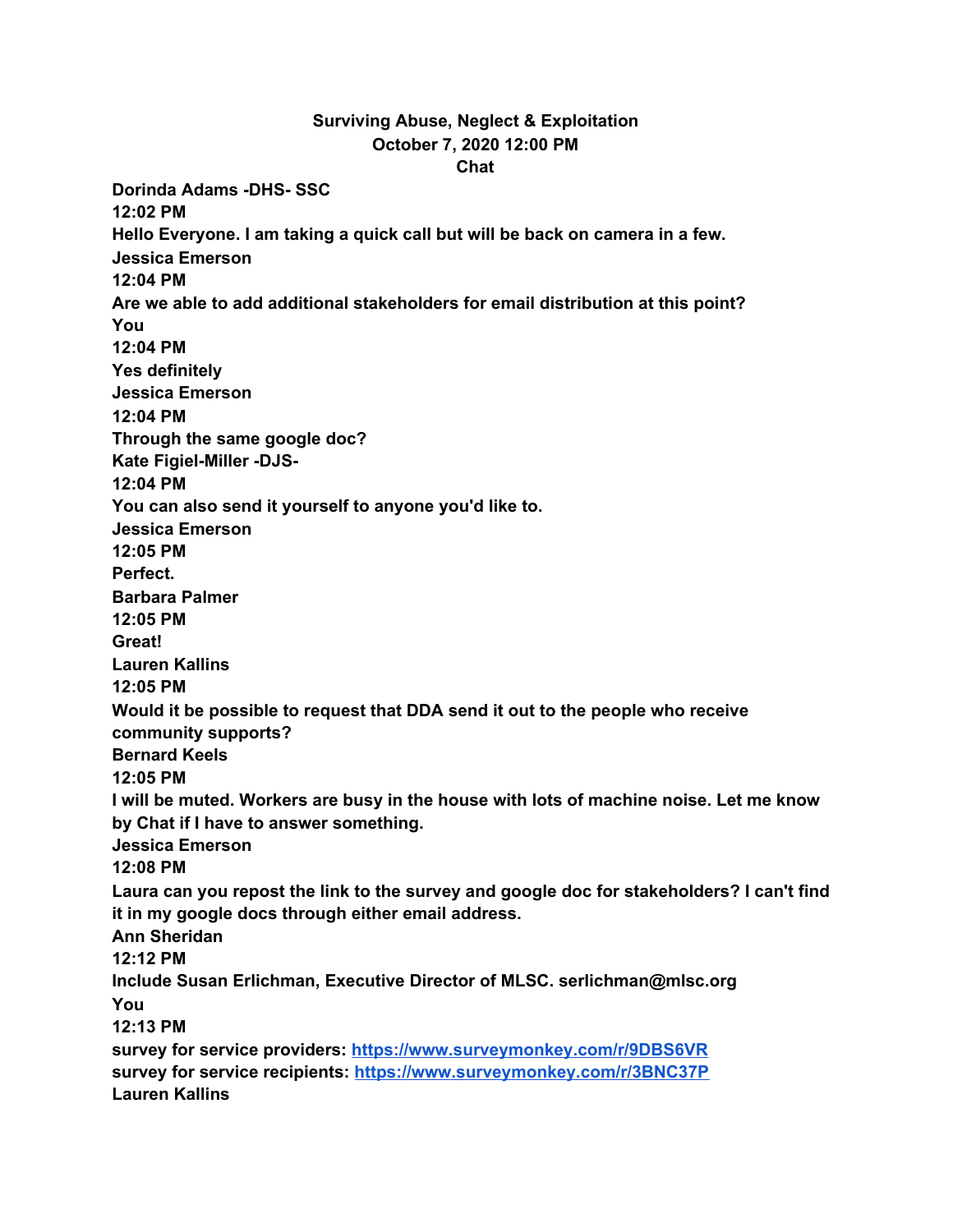**Surviving Abuse, Neglect & Exploitation**
**October 7, 2020 12:00 PM**
**Chat**

**Dorinda Adams -DHS- SSC**
**12:02 PM**
**Hello Everyone. I am taking a quick call but will be back on camera in a few.**
**Jessica Emerson**
**12:04 PM**
**Are we able to add additional stakeholders for email distribution at this point?**
**You**
**12:04 PM**
**Yes definitely**
**Jessica Emerson**
**12:04 PM**
**Through the same google doc?**
**Kate Figiel-Miller -DJS-**
**12:04 PM**
**You can also send it yourself to anyone you'd like to.**
**Jessica Emerson**
**12:05 PM**
**Perfect.**
**Barbara Palmer**
**12:05 PM**
**Great!**
**Lauren Kallins**
**12:05 PM**
**Would it be possible to request that DDA send it out to the people who receive community supports?**
**Bernard Keels**
**12:05 PM**
**I will be muted. Workers are busy in the house with lots of machine noise. Let me know by Chat if I have to answer something.**
**Jessica Emerson**
**12:08 PM**
**Laura can you repost the link to the survey and google doc for stakeholders? I can't find it in my google docs through either email address.**
**Ann Sheridan**
**12:12 PM**
**Include Susan Erlichman, Executive Director of MLSC. serlichman@mlsc.org**
**You**
**12:13 PM**
**survey for service providers: [https://www.surveymonkey.com/r/9DBS6VR](https://www.surveymonkey.com/r/9DBS6VR)**
**survey for service recipients: [https://www.surveymonkey.com/r/3BNC37P](https://www.surveymonkey.com/r/3BNC37P)**
**Lauren Kallins**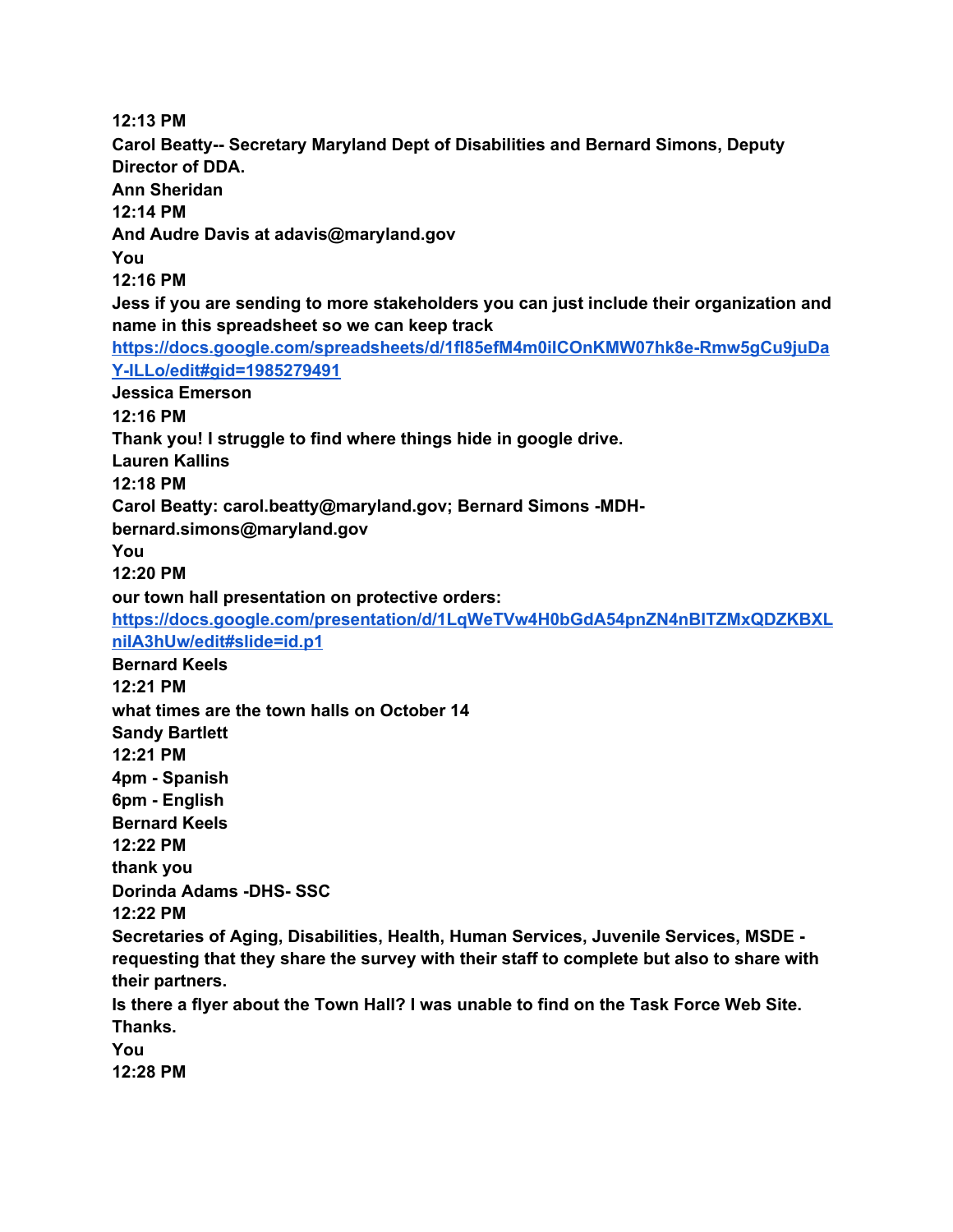**12:13 PM**

**Carol Beatty-- Secretary Maryland Dept of Disabilities and Bernard Simons, Deputy Director of DDA.**

**Ann Sheridan**

**12:14 PM**

**And Audre Davis at adavis@maryland.gov**

**You**

**12:16 PM**

**Jess if you are sending to more stakeholders you can just include their organization and name in this spreadsheet so we can keep track**
**[https://docs.google.com/spreadsheets/d/1fl85efM4m0ilCOnKMW07hk8e-Rmw5gCu9juDaY-lLLo/edit#gid=1985279491](https://docs.google.com/spreadsheets/d/1fl85efM4m0ilCOnKMW07hk8e-Rmw5gCu9juDaY-lLLo/edit#gid=1985279491)**

**Jessica Emerson**

**12:16 PM**

**Thank you! I struggle to find where things hide in google drive.**

**Lauren Kallins**

**12:18 PM**

**Carol Beatty: carol.beatty@maryland.gov; Bernard Simons -MDH- bernard.simons@maryland.gov**

**You**

**12:20 PM**

**our town hall presentation on protective orders:**
**[https://docs.google.com/presentation/d/1LqWeTVw4H0bGdA54pnZN4nBITZMxQDZKBXLnilA3hUw/edit#slide=id.p1](https://docs.google.com/presentation/d/1LqWeTVw4H0bGdA54pnZN4nBITZMxQDZKBXLnilA3hUw/edit#slide=id.p1)**

**Bernard Keels**

**12:21 PM**

**what times are the town halls on October 14**

**Sandy Bartlett**

**12:21 PM**

**4pm - Spanish**
**6pm - English**

**Bernard Keels**

**12:22 PM**

**thank you**

**Dorinda Adams -DHS- SSC**

**12:22 PM**

**Secretaries of Aging, Disabilities, Health, Human Services, Juvenile Services, MSDE - requesting that they share the survey with their staff to complete but also to share with their partners.**

**Is there a flyer about the Town Hall? I was unable to find on the Task Force Web Site. Thanks.**

**You**

**12:28 PM**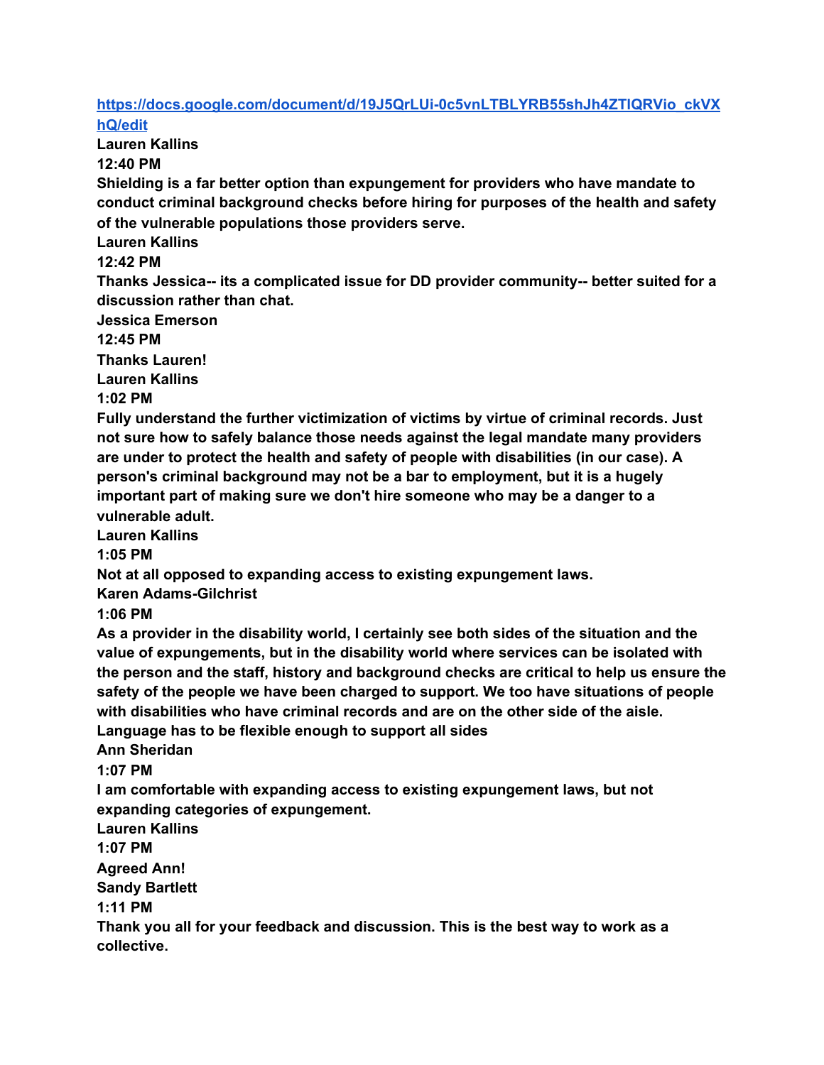[https://docs.google.com/document/d/19J5QrLUi-0c5vnLTBLYRB55shJh4ZTlQRVio_ckVXhQ/edit](https://docs.google.com/document/d/19J5QrLUi-0c5vnLTBLYRB55shJh4ZTlQRVio_ckVXhQ/edit)

**Lauren Kallins**
**12:40 PM**
**Shielding is a far better option than expungement for providers who have mandate to conduct criminal background checks before hiring for purposes of the health and safety of the vulnerable populations those providers serve.**

**Lauren Kallins**
**12:42 PM**
**Thanks Jessica-- its a complicated issue for DD provider community-- better suited for a discussion rather than chat.**

**Jessica Emerson**
**12:45 PM**
**Thanks Lauren!**

**Lauren Kallins**
**1:02 PM**
**Fully understand the further victimization of victims by virtue of criminal records. Just not sure how to safely balance those needs against the legal mandate many providers are under to protect the health and safety of people with disabilities (in our case). A person's criminal background may not be a bar to employment, but it is a hugely important part of making sure we don't hire someone who may be a danger to a vulnerable adult.**

**Lauren Kallins**
**1:05 PM**
**Not at all opposed to expanding access to existing expungement laws.**

**Karen Adams-Gilchrist**
**1:06 PM**
**As a provider in the disability world, I certainly see both sides of the situation and the value of expungements, but in the disability world where services can be isolated with the person and the staff, history and background checks are critical to help us ensure the safety of the people we have been charged to support. We too have situations of people with disabilities who have criminal records and are on the other side of the aisle. Language has to be flexible enough to support all sides**

**Ann Sheridan**
**1:07 PM**
**I am comfortable with expanding access to existing expungement laws, but not expanding categories of expungement.**

**Lauren Kallins**
**1:07 PM**
**Agreed Ann!**

**Sandy Bartlett**
**1:11 PM**
**Thank you all for your feedback and discussion. This is the best way to work as a collective.**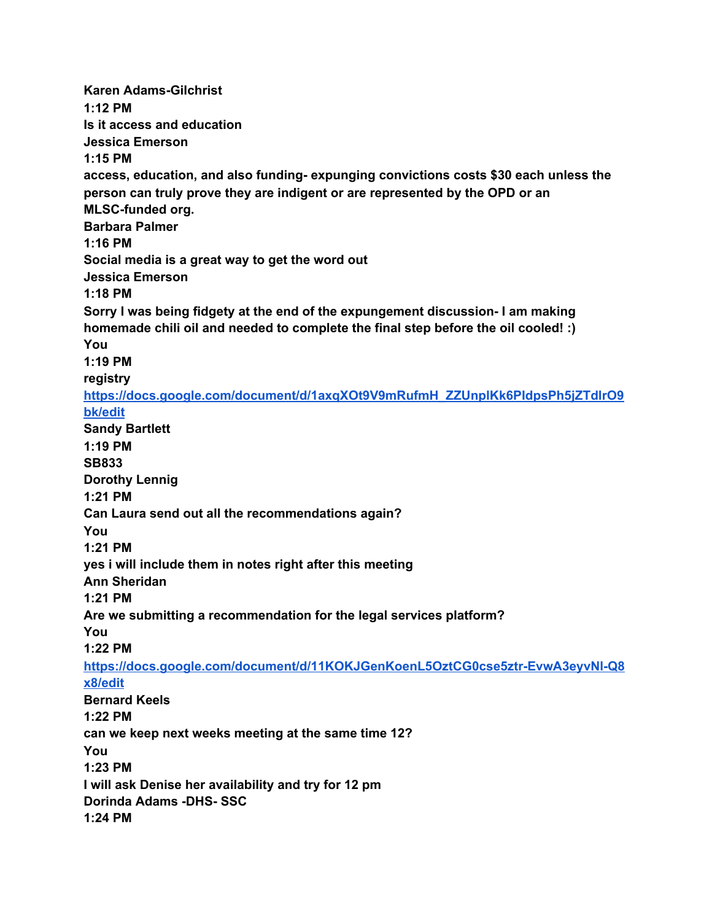**Karen Adams-Gilchrist**
**1:12 PM**
**Is it access and education**
**Jessica Emerson**
**1:15 PM**
**access, education, and also funding- expunging convictions costs $30 each unless the person can truly prove they are indigent or are represented by the OPD or an MLSC-funded org.**
**Barbara Palmer**
**1:16 PM**
**Social media is a great way to get the word out**
**Jessica Emerson**
**1:18 PM**
**Sorry I was being fidgety at the end of the expungement discussion- I am making homemade chili oil and needed to complete the final step before the oil cooled! :)**
**You**
**1:19 PM**
**registry**
**[https://docs.google.com/document/d/1axqXOt9V9mRufmH_ZZUnplKk6PldpsPh5jZTdlrO9bk/edit](https://docs.google.com/document/d/1axqXOt9V9mRufmH_ZZUnplKk6PldpsPh5jZTdlrO9bk/edit)**
**Sandy Bartlett**
**1:19 PM**
**SB833**
**Dorothy Lennig**
**1:21 PM**
**Can Laura send out all the recommendations again?**
**You**
**1:21 PM**
**yes i will include them in notes right after this meeting**
**Ann Sheridan**
**1:21 PM**
**Are we submitting a recommendation for the legal services platform?**
**You**
**1:22 PM**
**[https://docs.google.com/document/d/11KOKJGenKoenL5OztCG0cse5ztr-EvwA3eyvNl-Q8x8/edit](https://docs.google.com/document/d/11KOKJGenKoenL5OztCG0cse5ztr-EvwA3eyvNl-Q8x8/edit)**
**Bernard Keels**
**1:22 PM**
**can we keep next weeks meeting at the same time 12?**
**You**
**1:23 PM**
**I will ask Denise her availability and try for 12 pm**
**Dorinda Adams -DHS- SSC**
**1:24 PM**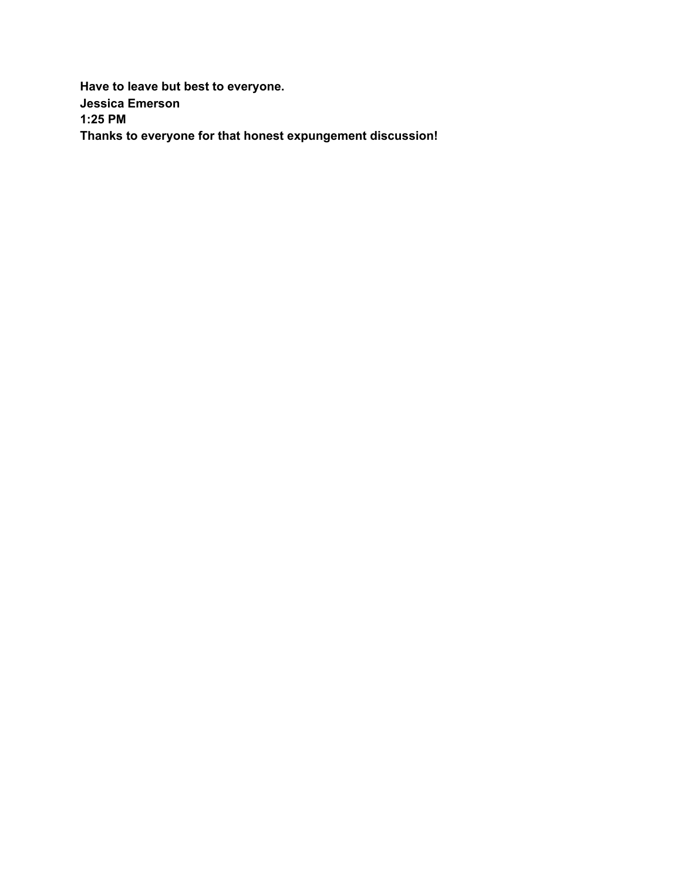**Have to leave but best to everyone.**
**Jessica Emerson**
**1:25 PM**
**Thanks to everyone for that honest expungement discussion!**